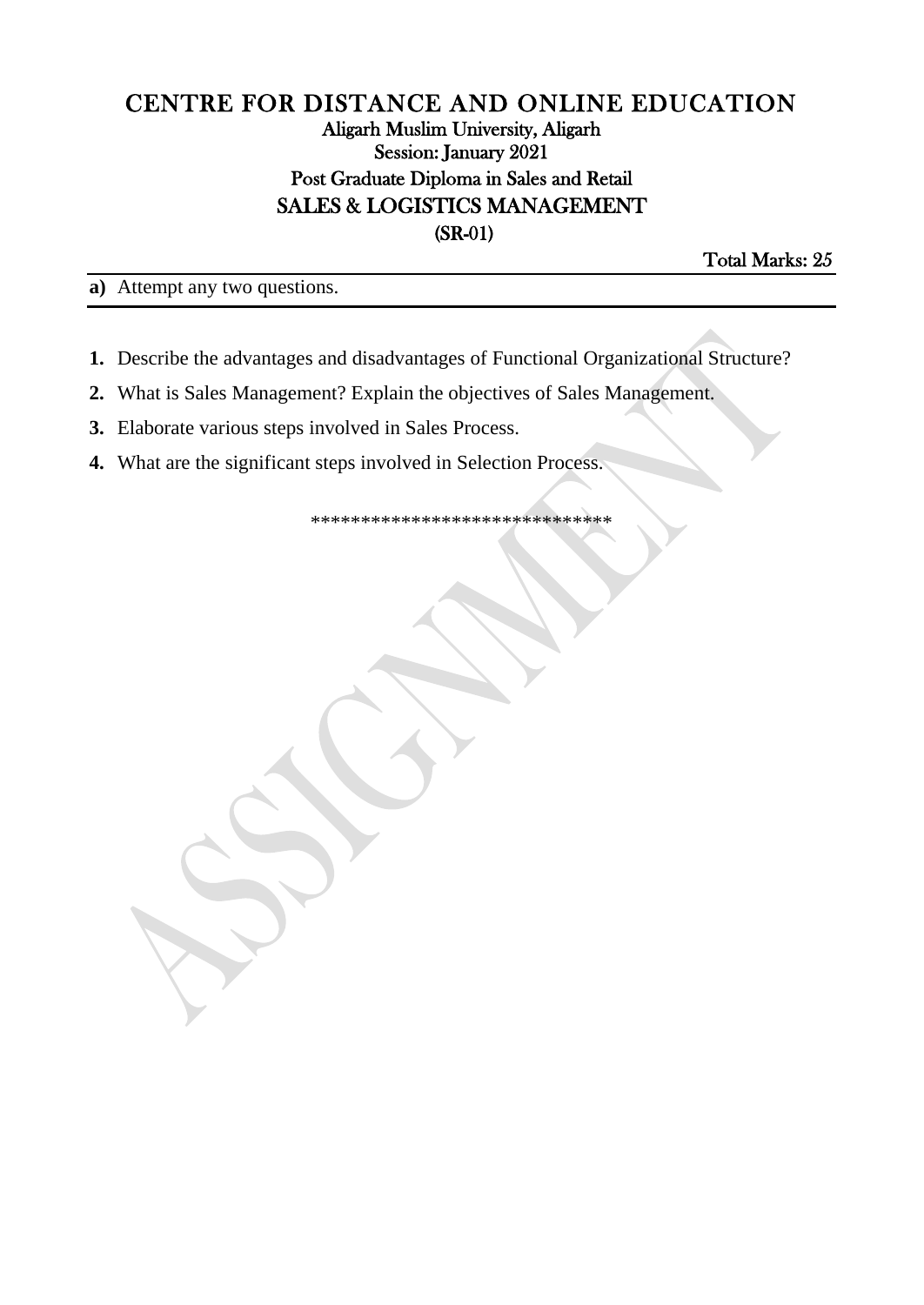# CENTRE FOR DISTANCE AND ONLINE EDUCATION

## Aligarh Muslim University, Aligarh

**Session: January 2021**

**Post Graduate Diploma in Sales and Retail**

**SALES & LOGISTICS MANAGEMENT**

**(SR-01)**

**Total Marks: 25**

**a)** Attempt any two questions.

1. Describe the advantages and disadvantages of Functional Organizational Structure?
2. What is Sales Management? Explain the objectives of Sales Management.
3. Elaborate various steps involved in Sales Process.
4. What are the significant steps involved in Selection Process.

******************************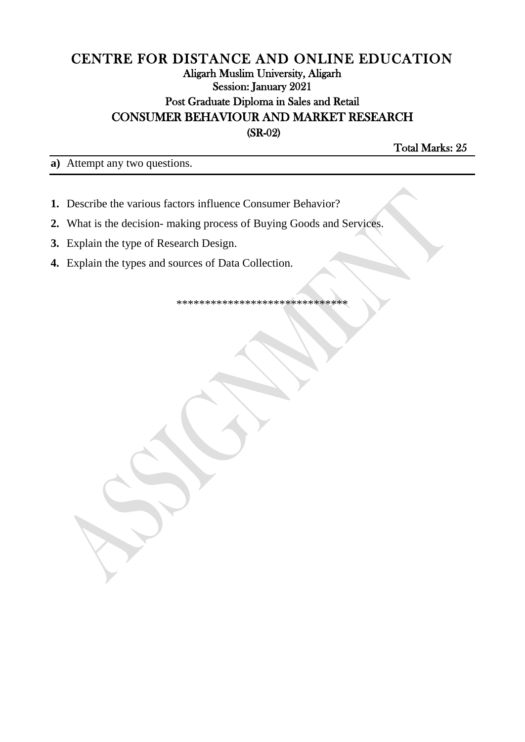# CENTRE FOR DISTANCE AND ONLINE EDUCATION

## Aligarh Muslim University, Aligarh

### Session: January 2021

### Post Graduate Diploma in Sales and Retail

## CONSUMER BEHAVIOUR AND MARKET RESEARCH

### (SR-02)

**Total Marks: 25**

---

**a)** Attempt any two questions.

---

1. Describe the various factors influence Consumer Behavior?
2. What is the decision- making process of Buying Goods and Services.
3. Explain the type of Research Design.
4. Explain the types and sources of Data Collection.

******************************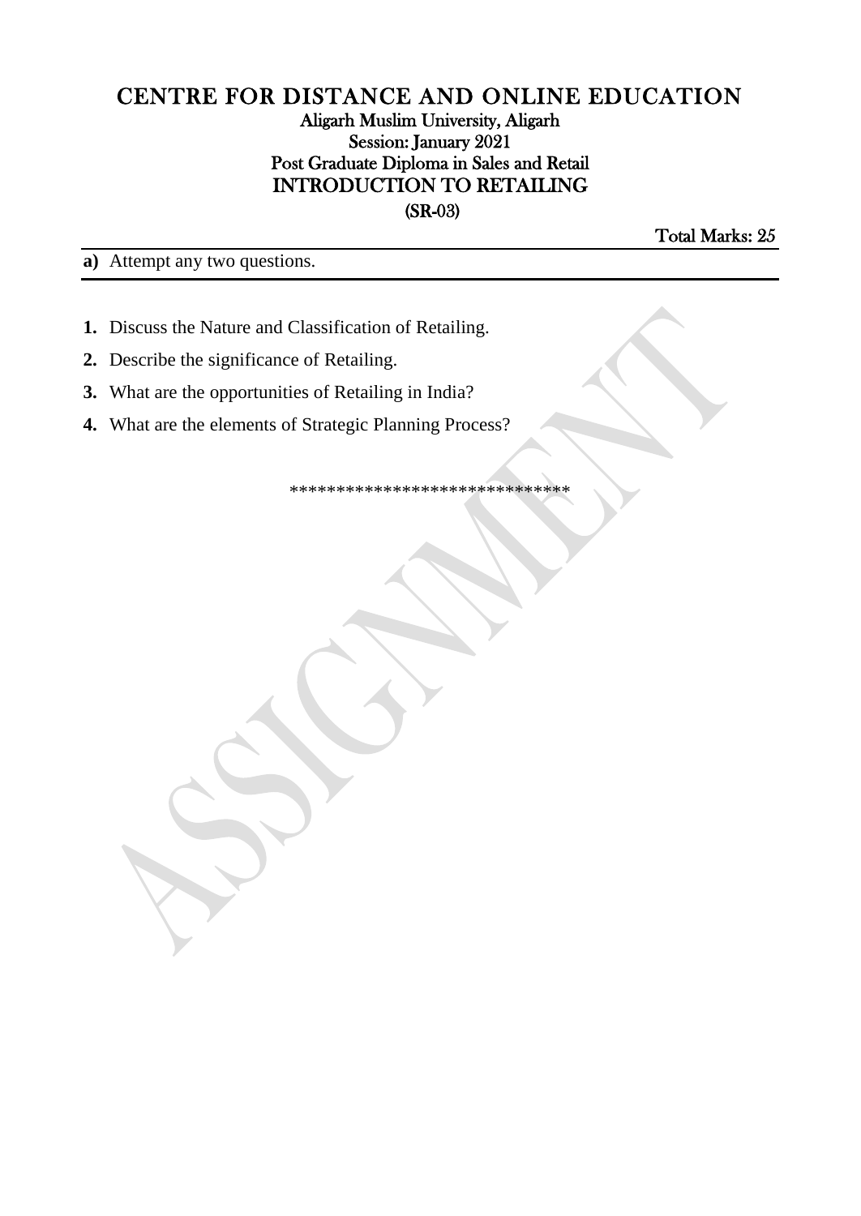# CENTRE FOR DISTANCE AND ONLINE EDUCATION

## Aligarh Muslim University, Aligarh

### Session: January 2021

### Post Graduate Diploma in Sales and Retail

### INTRODUCTION TO RETAILING

### (SR-03)

**Total Marks: 25**

**a)** Attempt any two questions.

---

1. Discuss the Nature and Classification of Retailing.
2. Describe the significance of Retailing.
3. What are the opportunities of Retailing in India?
4. What are the elements of Strategic Planning Process?

*****************************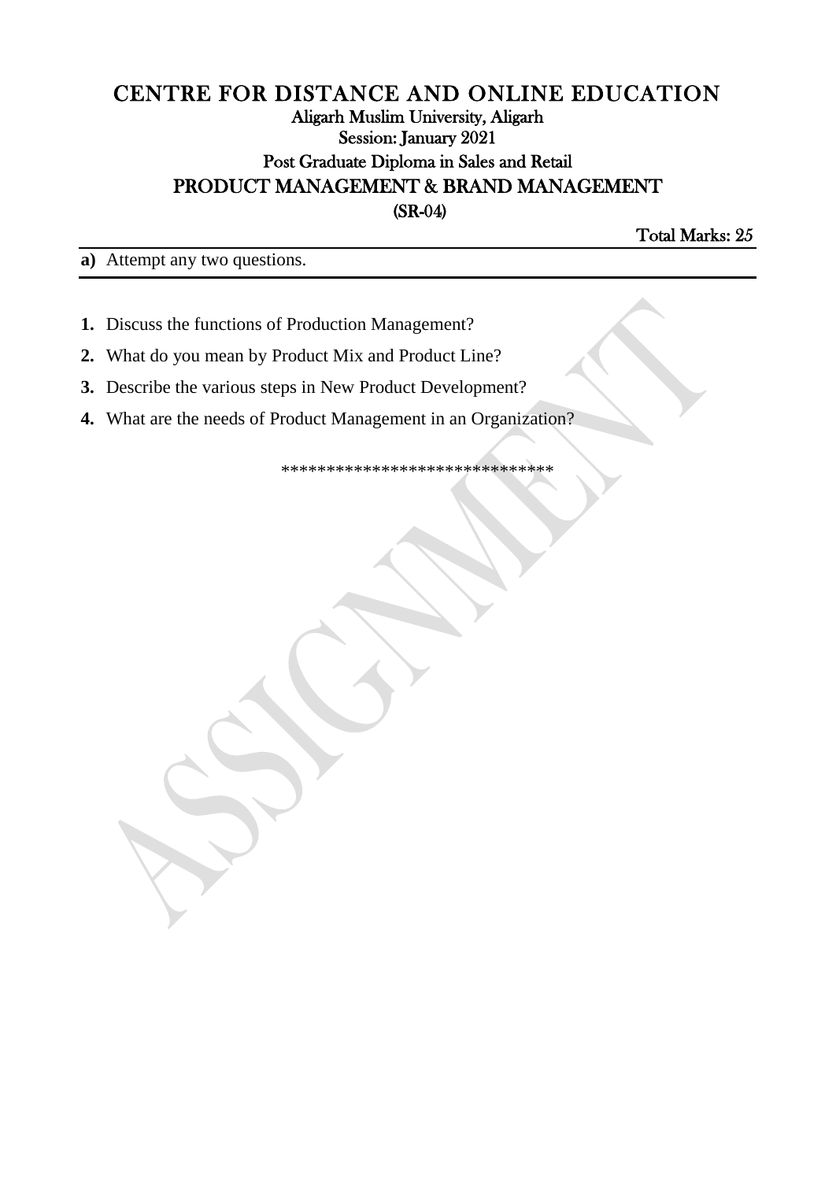# CENTRE FOR DISTANCE AND ONLINE EDUCATION

## Aligarh Muslim University, Aligarh

### Session: January 2021

### Post Graduate Diploma in Sales and Retail

## PRODUCT MANAGEMENT & BRAND MANAGEMENT

### (SR-04)

**Total Marks: 25**

**a)** Attempt any two questions.

1. Discuss the functions of Production Management?
2. What do you mean by Product Mix and Product Line?
3. Describe the various steps in New Product Development?
4. What are the needs of Product Management in an Organization?

******************************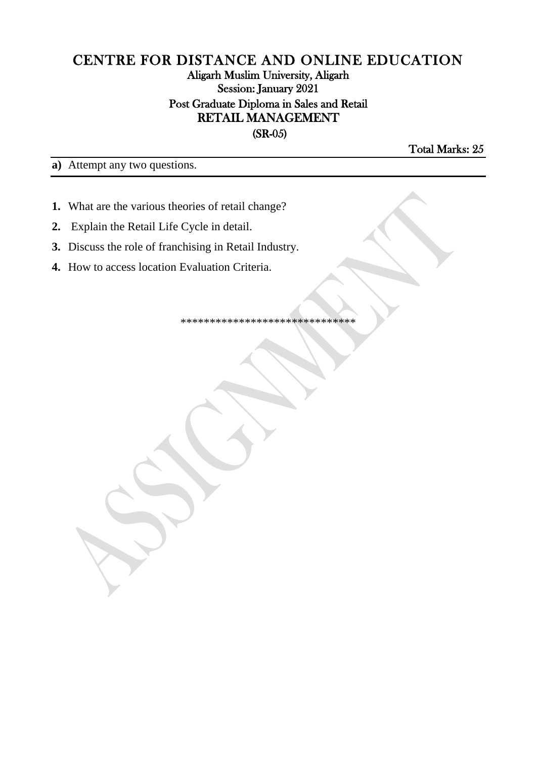# CENTRE FOR DISTANCE AND ONLINE EDUCATION

## Aligarh Muslim University, Aligarh

### Session: January 2021

### Post Graduate Diploma in Sales and Retail

### RETAIL MANAGEMENT

### (SR-05)

**Total Marks: 25**

**a)** Attempt any two questions.

1. What are the various theories of retail change?
2. Explain the Retail Life Cycle in detail.
3. Discuss the role of franchising in Retail Industry.
4. How to access location Evaluation Criteria.

******************************